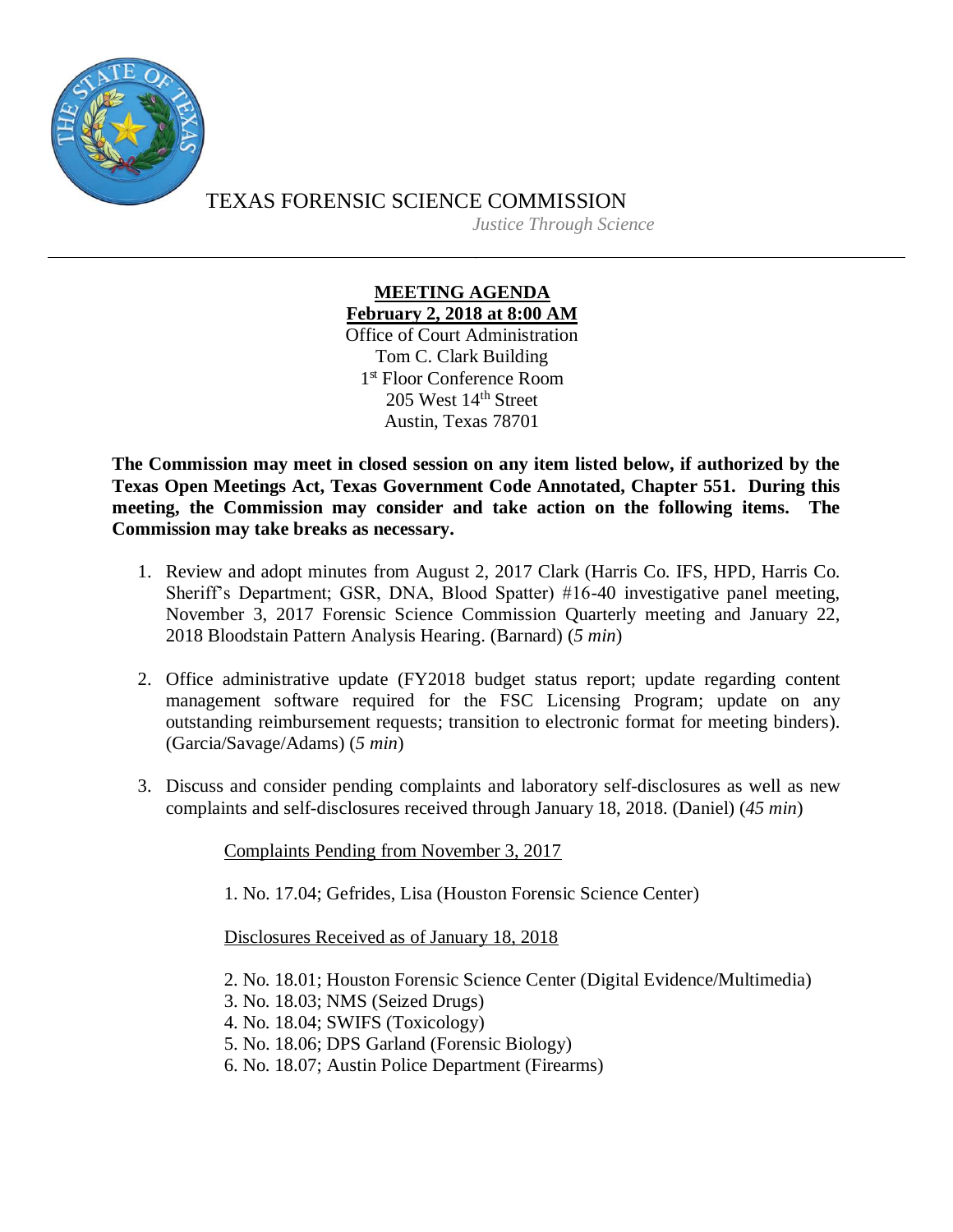TEXAS FORENSIC SCIENCE COMMISSION

*Justice Through Science*

---

**MEETING AGENDA**
**February 2, 2018 at 8:00 AM**
Office of Court Administration
Tom C. Clark Building
1st Floor Conference Room
205 West 14th Street
Austin, Texas 78701

**The Commission may meet in closed session on any item listed below, if authorized by the Texas Open Meetings Act, Texas Government Code Annotated, Chapter 551. During this meeting, the Commission may consider and take action on the following items. The Commission may take breaks as necessary.**

1. Review and adopt minutes from August 2, 2017 Clark (Harris Co. IFS, HPD, Harris Co. Sheriff's Department; GSR, DNA, Blood Spatter) #16-40 investigative panel meeting, November 3, 2017 Forensic Science Commission Quarterly meeting and January 22, 2018 Bloodstain Pattern Analysis Hearing. (Barnard) (*5 min*)

2. Office administrative update (FY2018 budget status report; update regarding content management software required for the FSC Licensing Program; update on any outstanding reimbursement requests; transition to electronic format for meeting binders). (Garcia/Savage/Adams) (*5 min*)

3. Discuss and consider pending complaints and laboratory self-disclosures as well as new complaints and self-disclosures received through January 18, 2018. (Daniel) (*45 min*)

   Complaints Pending from November 3, 2017

   1. No. 17.04; Gefrides, Lisa (Houston Forensic Science Center)

   Disclosures Received as of January 18, 2018

   2. No. 18.01; Houston Forensic Science Center (Digital Evidence/Multimedia)
   3. No. 18.03; NMS (Seized Drugs)
   4. No. 18.04; SWIFS (Toxicology)
   5. No. 18.06; DPS Garland (Forensic Biology)
   6. No. 18.07; Austin Police Department (Firearms)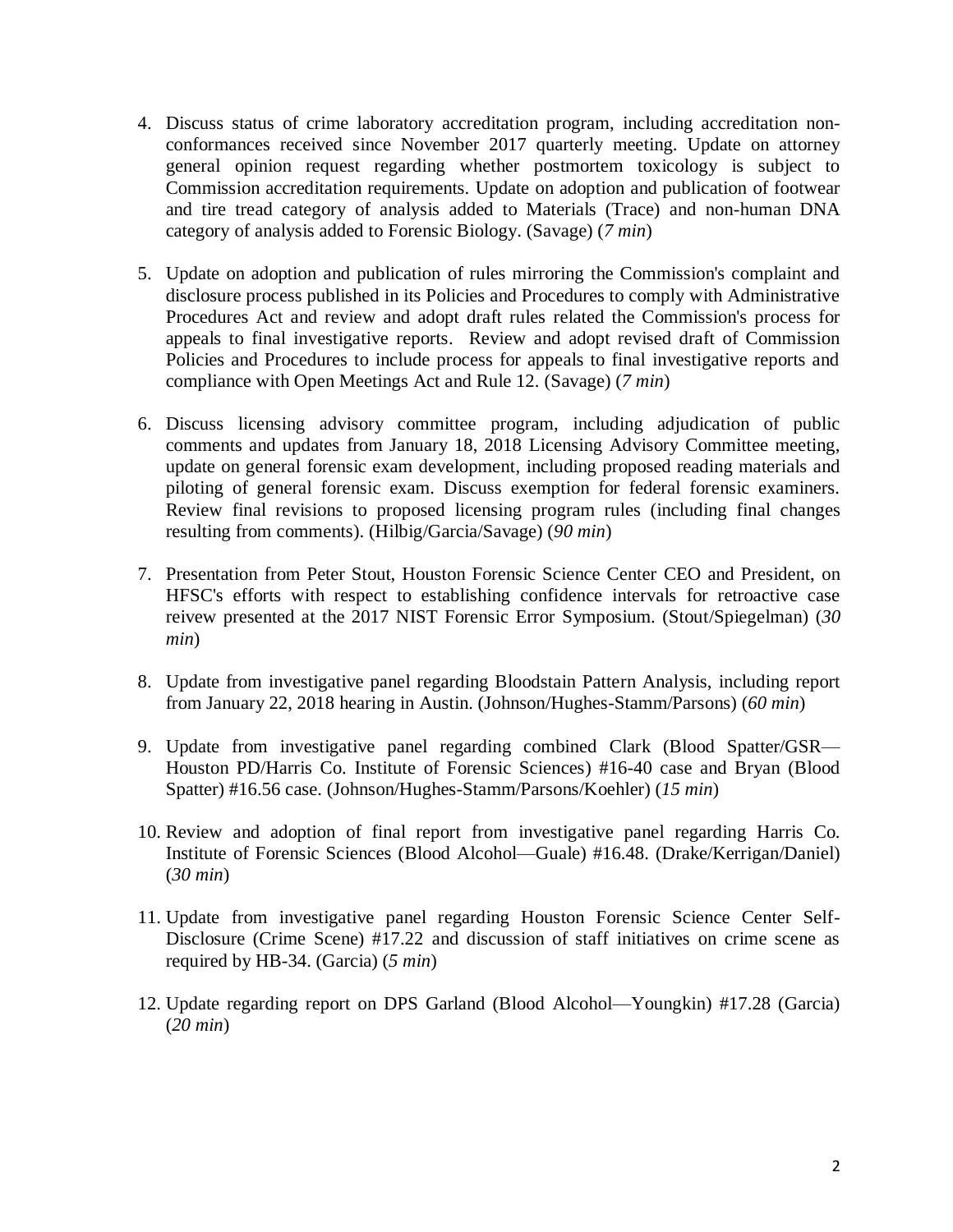4. Discuss status of crime laboratory accreditation program, including accreditation non-conformances received since November 2017 quarterly meeting. Update on attorney general opinion request regarding whether postmortem toxicology is subject to Commission accreditation requirements. Update on adoption and publication of footwear and tire tread category of analysis added to Materials (Trace) and non-human DNA category of analysis added to Forensic Biology. (Savage) (*7 min*)

5. Update on adoption and publication of rules mirroring the Commission's complaint and disclosure process published in its Policies and Procedures to comply with Administrative Procedures Act and review and adopt draft rules related the Commission's process for appeals to final investigative reports. Review and adopt revised draft of Commission Policies and Procedures to include process for appeals to final investigative reports and compliance with Open Meetings Act and Rule 12. (Savage) (*7 min*)

6. Discuss licensing advisory committee program, including adjudication of public comments and updates from January 18, 2018 Licensing Advisory Committee meeting, update on general forensic exam development, including proposed reading materials and piloting of general forensic exam. Discuss exemption for federal forensic examiners. Review final revisions to proposed licensing program rules (including final changes resulting from comments). (Hilbig/Garcia/Savage) (*90 min*)

7. Presentation from Peter Stout, Houston Forensic Science Center CEO and President, on HFSC's efforts with respect to establishing confidence intervals for retroactive case reivew presented at the 2017 NIST Forensic Error Symposium. (Stout/Spiegelman) (*30 min*)

8. Update from investigative panel regarding Bloodstain Pattern Analysis, including report from January 22, 2018 hearing in Austin. (Johnson/Hughes-Stamm/Parsons) (*60 min*)

9. Update from investigative panel regarding combined Clark (Blood Spatter/GSR—Houston PD/Harris Co. Institute of Forensic Sciences) #16-40 case and Bryan (Blood Spatter) #16.56 case. (Johnson/Hughes-Stamm/Parsons/Koehler) (*15 min*)

10. Review and adoption of final report from investigative panel regarding Harris Co. Institute of Forensic Sciences (Blood Alcohol—Guale) #16.48. (Drake/Kerrigan/Daniel) (*30 min*)

11. Update from investigative panel regarding Houston Forensic Science Center Self-Disclosure (Crime Scene) #17.22 and discussion of staff initiatives on crime scene as required by HB-34. (Garcia) (*5 min*)

12. Update regarding report on DPS Garland (Blood Alcohol—Youngkin) #17.28 (Garcia) (*20 min*)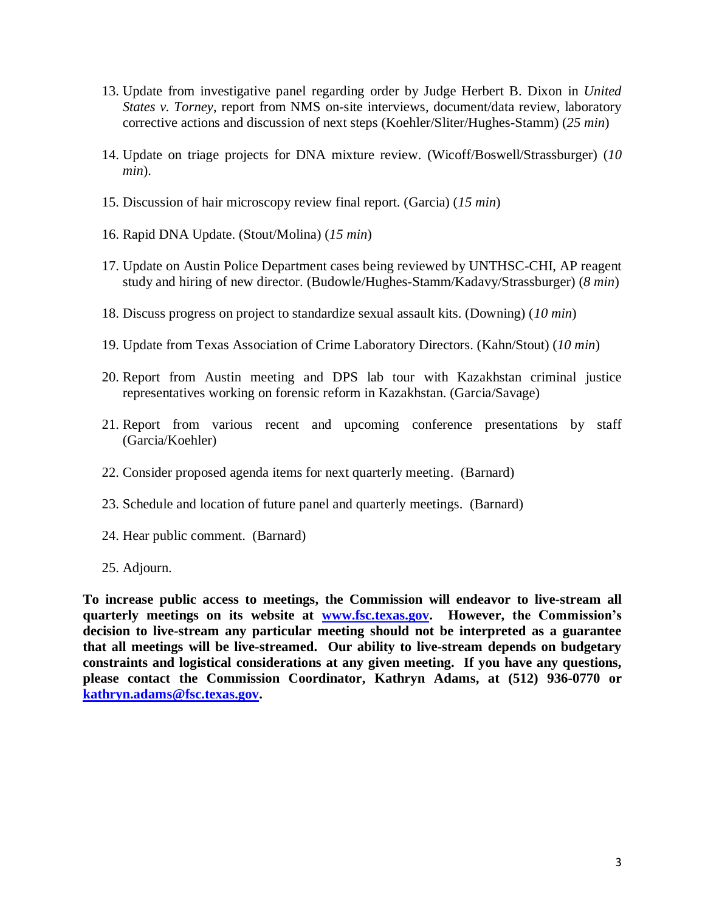13. Update from investigative panel regarding order by Judge Herbert B. Dixon in *United States v. Torney*, report from NMS on-site interviews, document/data review, laboratory corrective actions and discussion of next steps (Koehler/Sliter/Hughes-Stamm) (*25 min*)

14. Update on triage projects for DNA mixture review. (Wicoff/Boswell/Strassburger) (*10 min*).

15. Discussion of hair microscopy review final report. (Garcia) (*15 min*)

16. Rapid DNA Update. (Stout/Molina) (*15 min*)

17. Update on Austin Police Department cases being reviewed by UNTHSC-CHI, AP reagent study and hiring of new director. (Budowle/Hughes-Stamm/Kadavy/Strassburger) (*8 min*)

18. Discuss progress on project to standardize sexual assault kits. (Downing) (*10 min*)

19. Update from Texas Association of Crime Laboratory Directors. (Kahn/Stout) (*10 min*)

20. Report from Austin meeting and DPS lab tour with Kazakhstan criminal justice representatives working on forensic reform in Kazakhstan. (Garcia/Savage)

21. Report from various recent and upcoming conference presentations by staff (Garcia/Koehler)

22. Consider proposed agenda items for next quarterly meeting. (Barnard)

23. Schedule and location of future panel and quarterly meetings. (Barnard)

24. Hear public comment. (Barnard)

25. Adjourn.

**To increase public access to meetings, the Commission will endeavor to live-stream all quarterly meetings on its website at [www.fsc.texas.gov](http://www.fsc.texas.gov). However, the Commission's decision to live-stream any particular meeting should not be interpreted as a guarantee that all meetings will be live-streamed. Our ability to live-stream depends on budgetary constraints and logistical considerations at any given meeting. If you have any questions, please contact the Commission Coordinator, Kathryn Adams, at (512) 936-0770 or [kathryn.adams@fsc.texas.gov](mailto:kathryn.adams@fsc.texas.gov).**